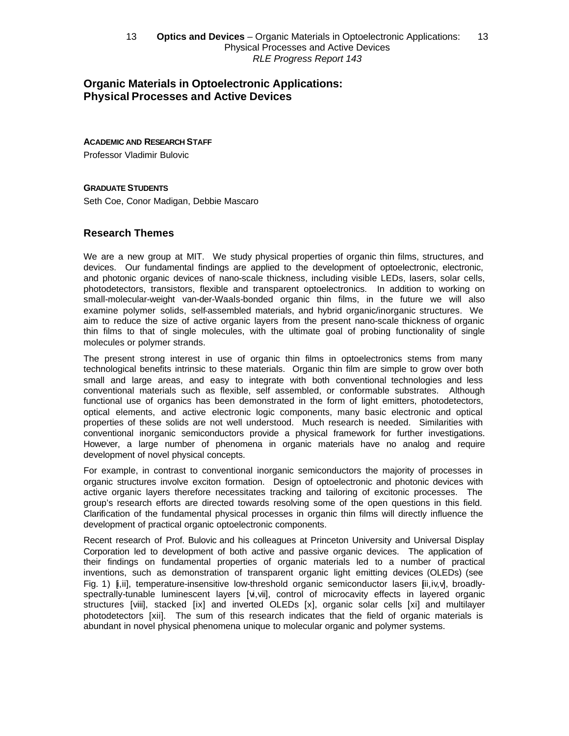# Organic Materials in Optoelectronic Applications: Physical Processes and Active Devices

**ACADEMIC AND RESEARCH STAFF**

Professor Vladimir Bulovic

**GRADUATE STUDENTS**

Seth Coe, Conor Madigan, Debbie Mascaro

## Research Themes

We are a new group at MIT. We study physical properties of organic thin films, structures, and devices. Our fundamental findings are applied to the development of optoelectronic, electronic, and photonic organic devices of nano-scale thickness, including visible LEDs, lasers, solar cells, photodetectors, transistors, flexible and transparent optoelectronics. In addition to working on small-molecular-weight van-der-Waals-bonded organic thin films, in the future we will also examine polymer solids, self-assembled materials, and hybrid organic/inorganic structures. We aim to reduce the size of active organic layers from the present nano-scale thickness of organic thin films to that of single molecules, with the ultimate goal of probing functionality of single molecules or polymer strands.

The present strong interest in use of organic thin films in optoelectronics stems from many technological benefits intrinsic to these materials. Organic thin film are simple to grow over both small and large areas, and easy to integrate with both conventional technologies and less conventional materials such as flexible, self assembled, or conformable substrates. Although functional use of organics has been demonstrated in the form of light emitters, photodetectors, optical elements, and active electronic logic components, many basic electronic and optical properties of these solids are not well understood. Much research is needed. Similarities with conventional inorganic semiconductors provide a physical framework for further investigations. However, a large number of phenomena in organic materials have no analog and require development of novel physical concepts.

For example, in contrast to conventional inorganic semiconductors the majority of processes in organic structures involve exciton formation. Design of optoelectronic and photonic devices with active organic layers therefore necessitates tracking and tailoring of excitonic processes. The group's research efforts are directed towards resolving some of the open questions in this field. Clarification of the fundamental physical processes in organic thin films will directly influence the development of practical organic optoelectronic components.

Recent research of Prof. Bulovic and his colleagues at Princeton University and Universal Display Corporation led to development of both active and passive organic devices. The application of their findings on fundamental properties of organic materials led to a number of practical inventions, such as demonstration of transparent organic light emitting devices (OLEDs) (see Fig. 1) [i,ii], temperature-insensitive low-threshold organic semiconductor lasers [iii,iv,v], broadly-spectrally-tunable luminescent layers [vi,vii], control of microcavity effects in layered organic structures [viii], stacked [ix] and inverted OLEDs [x], organic solar cells [xi] and multilayer photodetectors [xii]. The sum of this research indicates that the field of organic materials is abundant in novel physical phenomena unique to molecular organic and polymer systems.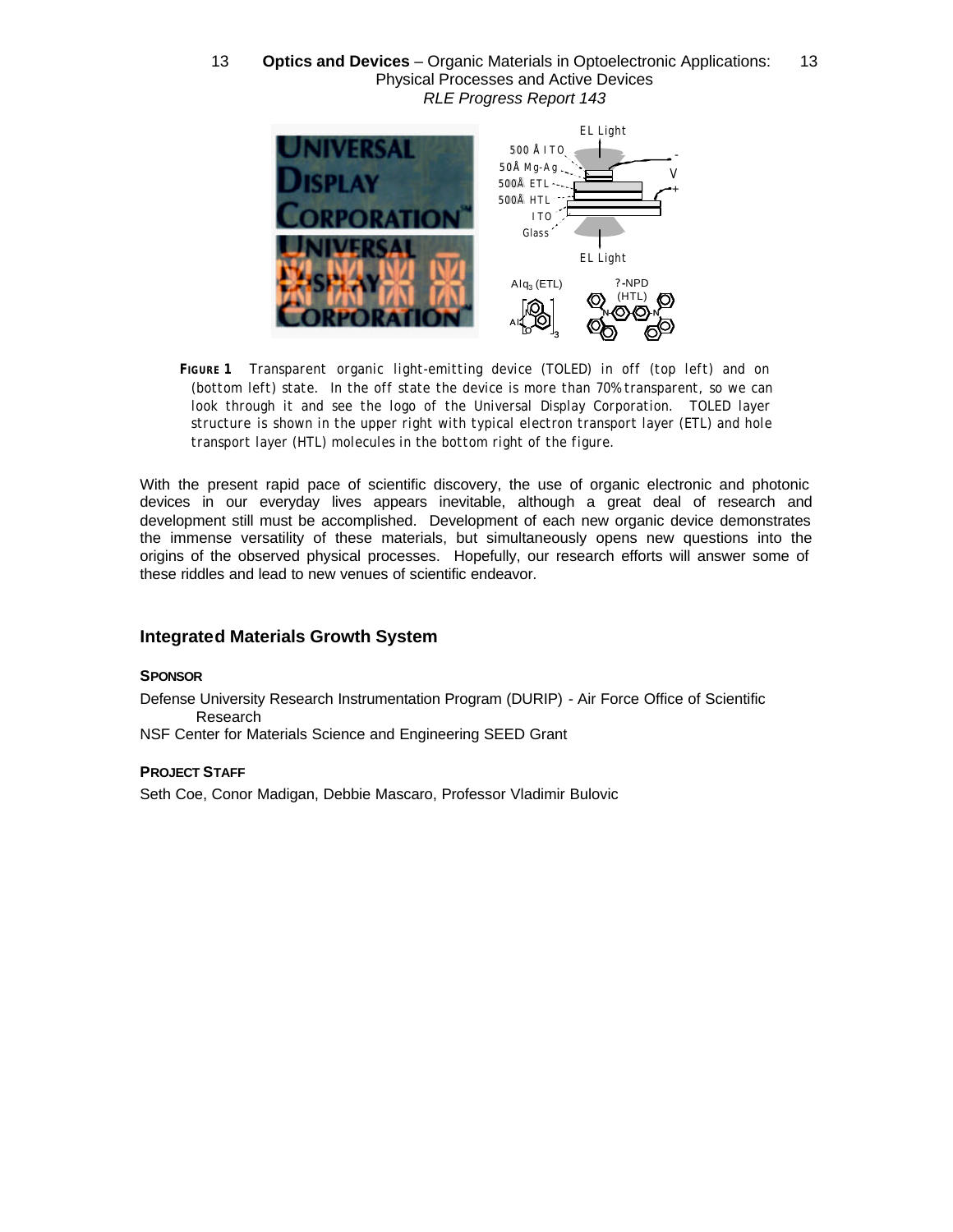**FIGURE 1** Transparent organic light-emitting device (TOLED) in off (top left) and on (bottom left) state. In the off state the device is more than 70% transparent, so we can look through it and see the logo of the Universal Display Corporation. TOLED layer structure is shown in the upper right with typical electron transport layer (ETL) and hole transport layer (HTL) molecules in the bottom right of the figure.

With the present rapid pace of scientific discovery, the use of organic electronic and photonic devices in our everyday lives appears inevitable, although a great deal of research and development still must be accomplished. Development of each new organic device demonstrates the immense versatility of these materials, but simultaneously opens new questions into the origins of the observed physical processes. Hopefully, our research efforts will answer some of these riddles and lead to new venues of scientific endeavor.

## Integrated Materials Growth System

**SPONSOR**

Defense University Research Instrumentation Program (DURIP) - Air Force Office of Scientific Research
NSF Center for Materials Science and Engineering SEED Grant

**PROJECT STAFF**

Seth Coe, Conor Madigan, Debbie Mascaro, Professor Vladimir Bulovic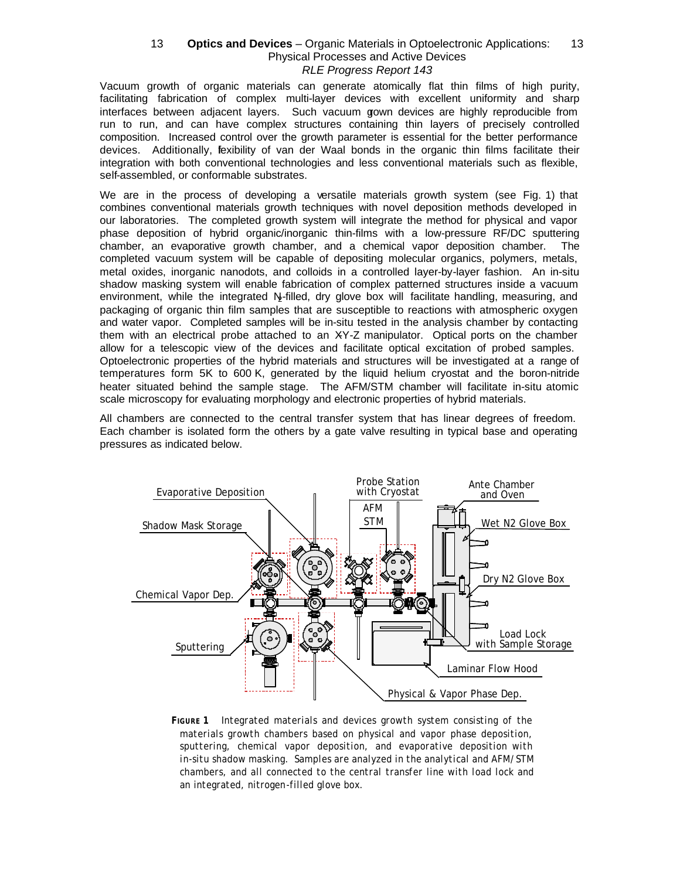Vacuum growth of organic materials can generate atomically flat thin films of high purity, facilitating fabrication of complex multi-layer devices with excellent uniformity and sharp interfaces between adjacent layers. Such vacuum grown devices are highly reproducible from run to run, and can have complex structures containing thin layers of precisely controlled composition. Increased control over the growth parameter is essential for the better performance devices. Additionally, flexibility of van der Waal bonds in the organic thin films facilitate their integration with both conventional technologies and less conventional materials such as flexible, self-assembled, or conformable substrates.

We are in the process of developing a versatile materials growth system (see Fig. 1) that combines conventional materials growth techniques with novel deposition methods developed in our laboratories. The completed growth system will integrate the method for physical and vapor phase deposition of hybrid organic/inorganic thin-films with a low-pressure RF/DC sputtering chamber, an evaporative growth chamber, and a chemical vapor deposition chamber. The completed vacuum system will be capable of depositing molecular organics, polymers, metals, metal oxides, inorganic nanodots, and colloids in a controlled layer-by-layer fashion. An in-situ shadow masking system will enable fabrication of complex patterned structures inside a vacuum environment, while the integrated $N_2$-filled, dry glove box will facilitate handling, measuring, and packaging of organic thin film samples that are susceptible to reactions with atmospheric oxygen and water vapor. Completed samples will be in-situ tested in the analysis chamber by contacting them with an electrical probe attached to an X-Y-Z manipulator. Optical ports on the chamber allow for a telescopic view of the devices and facilitate optical excitation of probed samples. Optoelectronic properties of the hybrid materials and structures will be investigated at a range of temperatures form 5K to 600 K, generated by the liquid helium cryostat and the boron-nitride heater situated behind the sample stage. The AFM/STM chamber will facilitate in-situ atomic scale microscopy for evaluating morphology and electronic properties of hybrid materials.

All chambers are connected to the central transfer system that has linear degrees of freedom. Each chamber is isolated form the others by a gate valve resulting in typical base and operating pressures as indicated below.

**FIGURE 1** Integrated materials and devices growth system consisting of the materials growth chambers based on physical and vapor phase deposition, sputtering, chemical vapor deposition, and evaporative deposition with in-situ shadow masking. Samples are analyzed in the analytical and AFM/STM chambers, and all connected to the central transfer line with load lock and an integrated, nitrogen-filled glove box.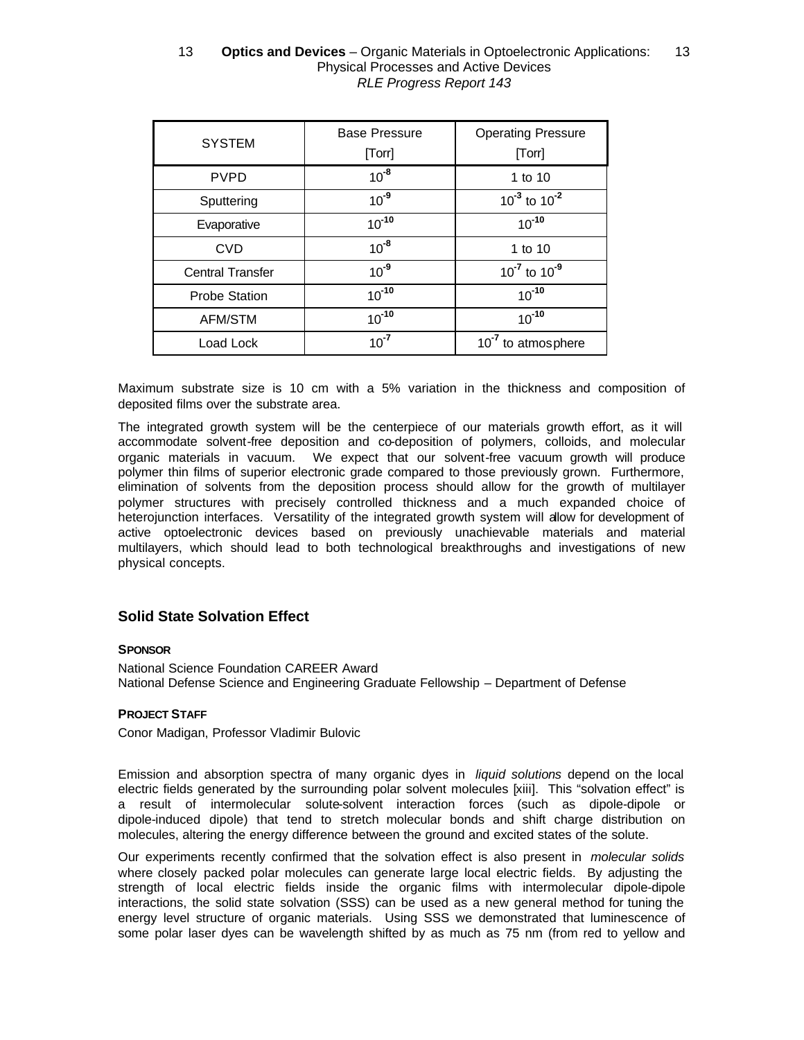| SYSTEM | Base Pressure [Torr] | Operating Pressure [Torr] |
|---|---|---|
| PVPD | $10^{-8}$ | 1 to 10 |
| Sputtering | $10^{-9}$ | $10^{-3}$ to $10^{-2}$ |
| Evaporative | $10^{-10}$ | $10^{-10}$ |
| CVD | $10^{-8}$ | 1 to 10 |
| Central Transfer | $10^{-9}$ | $10^{-7}$ to $10^{-9}$ |
| Probe Station | $10^{-10}$ | $10^{-10}$ |
| AFM/STM | $10^{-10}$ | $10^{-10}$ |
| Load Lock | $10^{-7}$ | $10^{-7}$ to atmosphere |

Maximum substrate size is 10 cm with a 5% variation in the thickness and composition of deposited films over the substrate area.

The integrated growth system will be the centerpiece of our materials growth effort, as it will accommodate solvent-free deposition and co-deposition of polymers, colloids, and molecular organic materials in vacuum. We expect that our solvent-free vacuum growth will produce polymer thin films of superior electronic grade compared to those previously grown. Furthermore, elimination of solvents from the deposition process should allow for the growth of multilayer polymer structures with precisely controlled thickness and a much expanded choice of heterojunction interfaces. Versatility of the integrated growth system will allow for development of active optoelectronic devices based on previously unachievable materials and material multilayers, which should lead to both technological breakthroughs and investigations of new physical concepts.

## Solid State Solvation Effect

#### SPONSOR

National Science Foundation CAREER Award
National Defense Science and Engineering Graduate Fellowship – Department of Defense

#### PROJECT STAFF

Conor Madigan, Professor Vladimir Bulovic

Emission and absorption spectra of many organic dyes in *liquid solutions* depend on the local electric fields generated by the surrounding polar solvent molecules [xiii]. This "solvation effect" is a result of intermolecular solute-solvent interaction forces (such as dipole-dipole or dipole-induced dipole) that tend to stretch molecular bonds and shift charge distribution on molecules, altering the energy difference between the ground and excited states of the solute.

Our experiments recently confirmed that the solvation effect is also present in *molecular solids* where closely packed polar molecules can generate large local electric fields. By adjusting the strength of local electric fields inside the organic films with intermolecular dipole-dipole interactions, the solid state solvation (SSS) can be used as a new general method for tuning the energy level structure of organic materials. Using SSS we demonstrated that luminescence of some polar laser dyes can be wavelength shifted by as much as 75 nm (from red to yellow and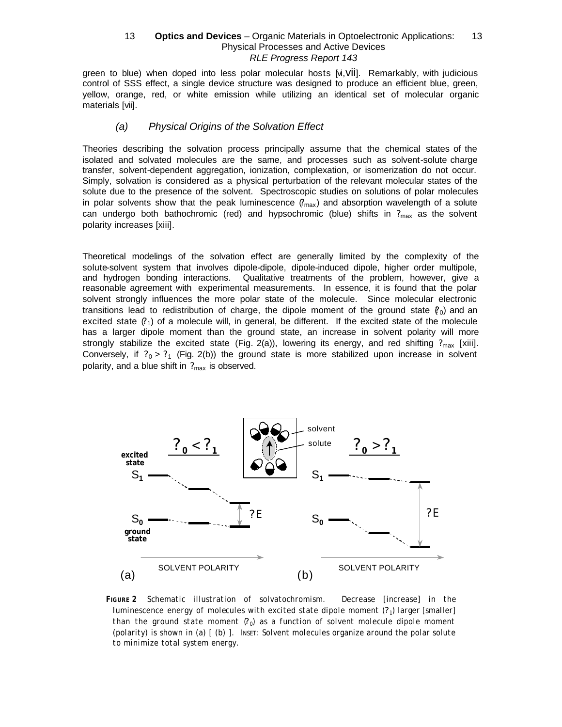green to blue) when doped into less polar molecular hosts [vi,vii]. Remarkably, with judicious control of SSS effect, a single device structure was designed to produce an efficient blue, green, yellow, orange, red, or white emission while utilizing an identical set of molecular organic materials [vii].

### *(a) Physical Origins of the Solvation Effect*

Theories describing the solvation process principally assume that the chemical states of the isolated and solvated molecules are the same, and processes such as solvent-solute charge transfer, solvent-dependent aggregation, ionization, complexation, or isomerization do not occur. Simply, solvation is considered as a physical perturbation of the relevant molecular states of the solute due to the presence of the solvent. Spectroscopic studies on solutions of polar molecules in polar solvents show that the peak luminescence ($?_{max}$) and absorption wavelength of a solute can undergo both bathochromic (red) and hypsochromic (blue) shifts in $?_{max}$ as the solvent polarity increases [xiii].

Theoretical modelings of the solvation effect are generally limited by the complexity of the solute-solvent system that involves dipole-dipole, dipole-induced dipole, higher order multipole, and hydrogen bonding interactions. Qualitative treatments of the problem, however, give a reasonable agreement with experimental measurements. In essence, it is found that the polar solvent strongly influences the more polar state of the molecule. Since molecular electronic transitions lead to redistribution of charge, the dipole moment of the ground state ($?_0$) and an excited state ($?_1$) of a molecule will, in general, be different. If the excited state of the molecule has a larger dipole moment than the ground state, an increase in solvent polarity will more strongly stabilize the excited state (Fig. 2(a)), lowering its energy, and red shifting $?_{max}$ [xiii]. Conversely, if $?_0 > ?_1$ (Fig. 2(b)) the ground state is more stabilized upon increase in solvent polarity, and a blue shift in $?_{max}$ is observed.

**FIGURE 2** Schematic illustration of solvatochromism. Decrease [increase] in the luminescence energy of molecules with excited state dipole moment ($?_1$) larger [smaller] than the ground state moment ($?_0$) as a function of solvent molecule dipole moment (polarity) is shown in (a) [ (b) ]. INSET: Solvent molecules organize around the polar solute to minimize total system energy.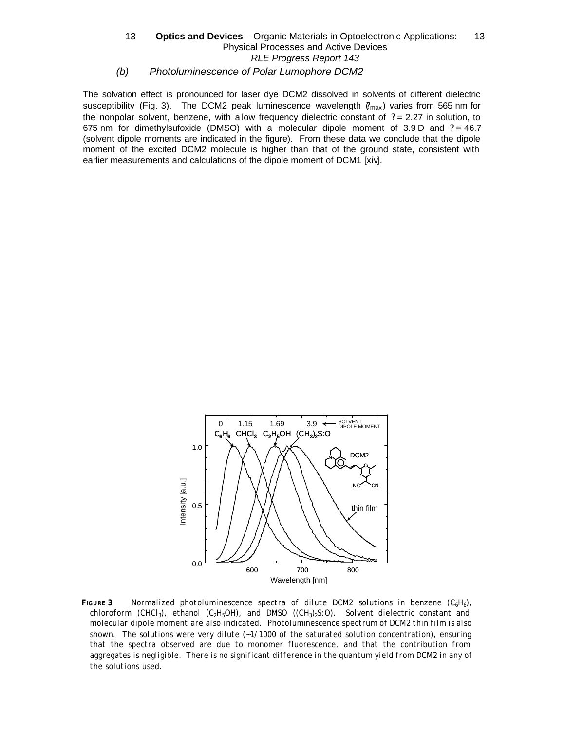### (b) Photoluminescence of Polar Lumophore DCM2

The solvation effect is pronounced for laser dye DCM2 dissolved in solvents of different dielectric susceptibility (Fig. 3). The DCM2 peak luminescence wavelength ($?_{max}$) varies from 565 nm for the nonpolar solvent, benzene, with a low frequency dielectric constant of ? = 2.27 in solution, to 675 nm for dimethylsufoxide (DMSO) with a molecular dipole moment of 3.9 D and ? = 46.7 (solvent dipole moments are indicated in the figure). From these data we conclude that the dipole moment of the excited DCM2 molecule is higher than that of the ground state, consistent with earlier measurements and calculations of the dipole moment of DCM1 [xiv].

**FIGURE 3** Normalized photoluminescence spectra of dilute DCM2 solutions in benzene ($C_6H_6$), chloroform ($CHCl_3$), ethanol ($C_2H_5OH$), and DMSO ($(CH_3)_2S{:}O$). Solvent dielectric constant and molecular dipole moment are also indicated. Photoluminescence spectrum of DCM2 thin film is also shown. The solutions were very dilute (~1/1000 of the saturated solution concentration), ensuring that the spectra observed are due to monomer fluorescence, and that the contribution from aggregates is negligible. There is no significant difference in the quantum yield from DCM2 in any of the solutions used.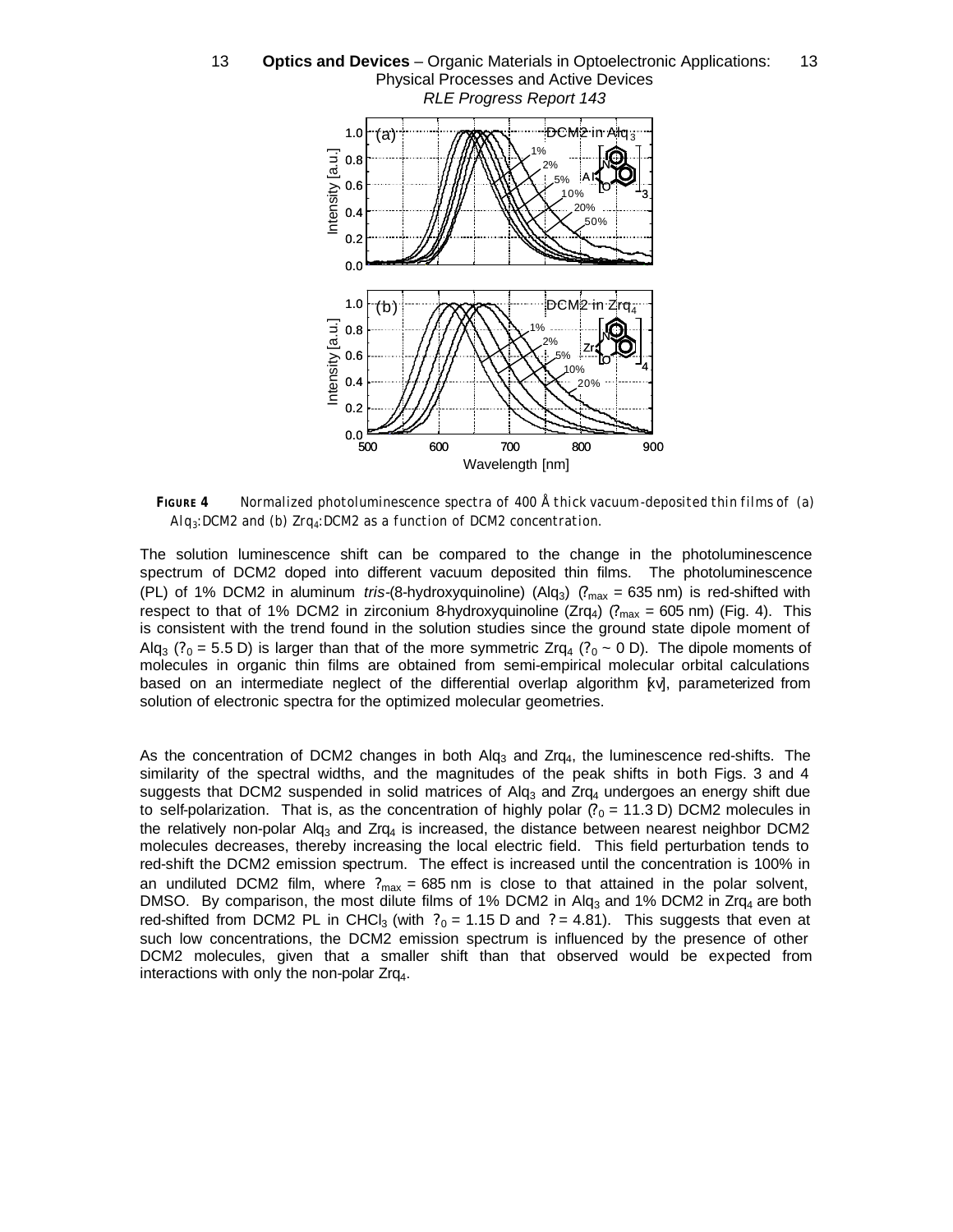**FIGURE 4** *Normalized photoluminescence spectra of 400 Å thick vacuum-deposited thin films of (a) $Alq_3$:DCM2 and (b) $Zrq_4$:DCM2 as a function of DCM2 concentration.*

The solution luminescence shift can be compared to the change in the photoluminescence spectrum of DCM2 doped into different vacuum deposited thin films. The photoluminescence (PL) of 1% DCM2 in aluminum *tris*-(8-hydroxyquinoline) ($Alq_3$) ($\lambda_{max}$ = 635 nm) is red-shifted with respect to that of 1% DCM2 in zirconium 8-hydroxyquinoline ($Zrq_4$) ($\lambda_{max}$ = 605 nm) (Fig. 4). This is consistent with the trend found in the solution studies since the ground state dipole moment of $Alq_3$ ($\mu_0$ = 5.5 D) is larger than that of the more symmetric $Zrq_4$ ($\mu_0$ ~ 0 D). The dipole moments of molecules in organic thin films are obtained from semi-empirical molecular orbital calculations based on an intermediate neglect of the differential overlap algorithm [xv], parameterized from solution of electronic spectra for the optimized molecular geometries.

As the concentration of DCM2 changes in both $Alq_3$ and $Zrq_4$, the luminescence red-shifts. The similarity of the spectral widths, and the magnitudes of the peak shifts in both Figs. 3 and 4 suggests that DCM2 suspended in solid matrices of $Alq_3$ and $Zrq_4$ undergoes an energy shift due to self-polarization. That is, as the concentration of highly polar ($\mu_0$ = 11.3 D) DCM2 molecules in the relatively non-polar $Alq_3$ and $Zrq_4$ is increased, the distance between nearest neighbor DCM2 molecules decreases, thereby increasing the local electric field. This field perturbation tends to red-shift the DCM2 emission spectrum. The effect is increased until the concentration is 100% in an undiluted DCM2 film, where $\lambda_{max}$ = 685 nm is close to that attained in the polar solvent, DMSO. By comparison, the most dilute films of 1% DCM2 in $Alq_3$ and 1% DCM2 in $Zrq_4$ are both red-shifted from DCM2 PL in $CHCl_3$ (with $\mu_0$ = 1.15 D and $\varepsilon$ = 4.81). This suggests that even at such low concentrations, the DCM2 emission spectrum is influenced by the presence of other DCM2 molecules, given that a smaller shift than that observed would be expected from interactions with only the non-polar $Zrq_4$.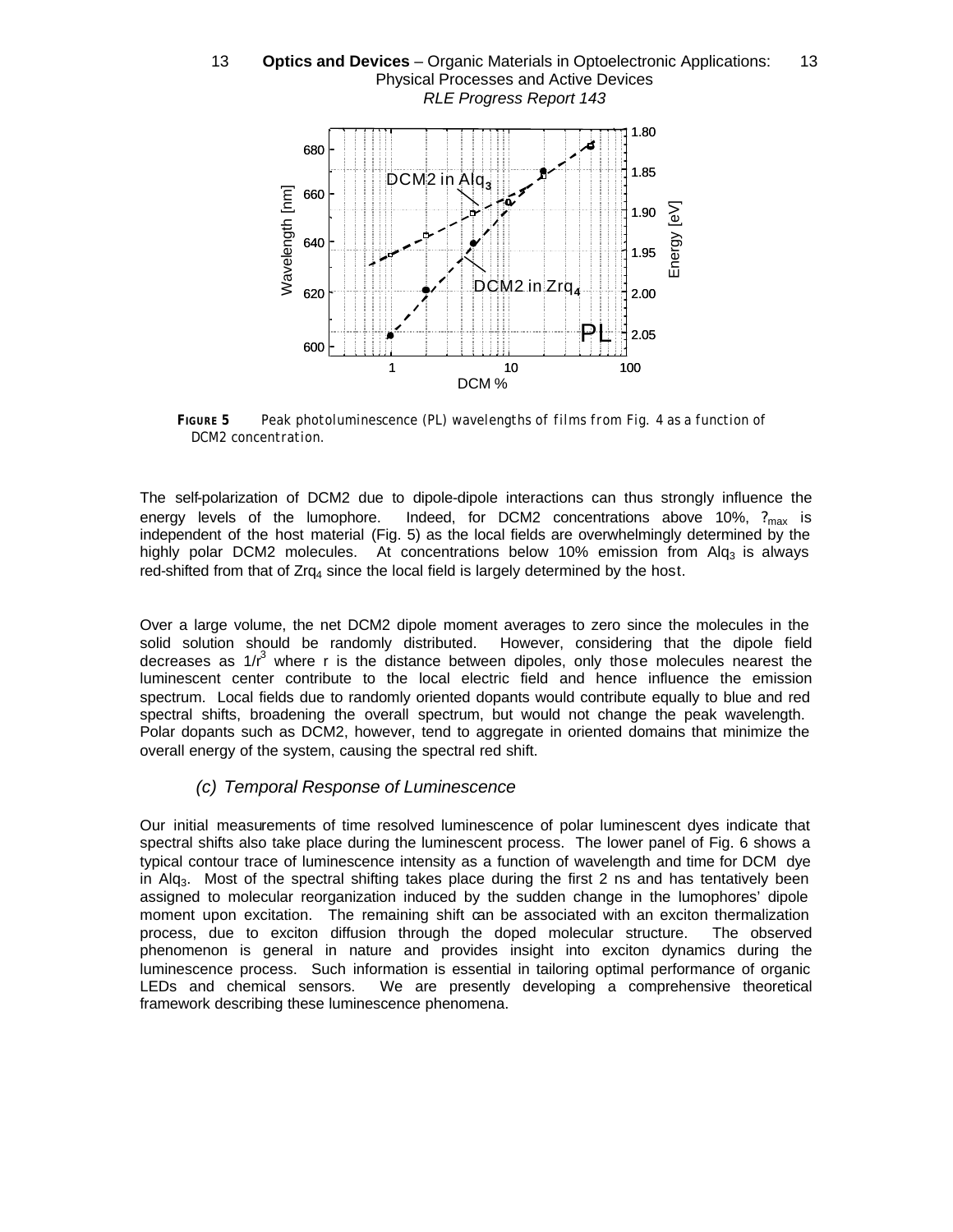**FIGURE 5** Peak photoluminescence (PL) wavelengths of films from Fig. 4 as a function of DCM2 concentration.

The self-polarization of DCM2 due to dipole-dipole interactions can thus strongly influence the energy levels of the lumophore. Indeed, for DCM2 concentrations above 10%, $?_{max}$ is independent of the host material (Fig. 5) as the local fields are overwhelmingly determined by the highly polar DCM2 molecules. At concentrations below 10% emission from $Alq_3$ is always red-shifted from that of $Zrq_4$ since the local field is largely determined by the host.

Over a large volume, the net DCM2 dipole moment averages to zero since the molecules in the solid solution should be randomly distributed. However, considering that the dipole field decreases as $1/r^3$ where r is the distance between dipoles, only those molecules nearest the luminescent center contribute to the local electric field and hence influence the emission spectrum. Local fields due to randomly oriented dopants would contribute equally to blue and red spectral shifts, broadening the overall spectrum, but would not change the peak wavelength. Polar dopants such as DCM2, however, tend to aggregate in oriented domains that minimize the overall energy of the system, causing the spectral red shift.

### *(c) Temporal Response of Luminescence*

Our initial measurements of time resolved luminescence of polar luminescent dyes indicate that spectral shifts also take place during the luminescent process. The lower panel of Fig. 6 shows a typical contour trace of luminescence intensity as a function of wavelength and time for DCM dye in $Alq_3$. Most of the spectral shifting takes place during the first 2 ns and has tentatively been assigned to molecular reorganization induced by the sudden change in the lumophores' dipole moment upon excitation. The remaining shift can be associated with an exciton thermalization process, due to exciton diffusion through the doped molecular structure. The observed phenomenon is general in nature and provides insight into exciton dynamics during the luminescence process. Such information is essential in tailoring optimal performance of organic LEDs and chemical sensors. We are presently developing a comprehensive theoretical framework describing these luminescence phenomena.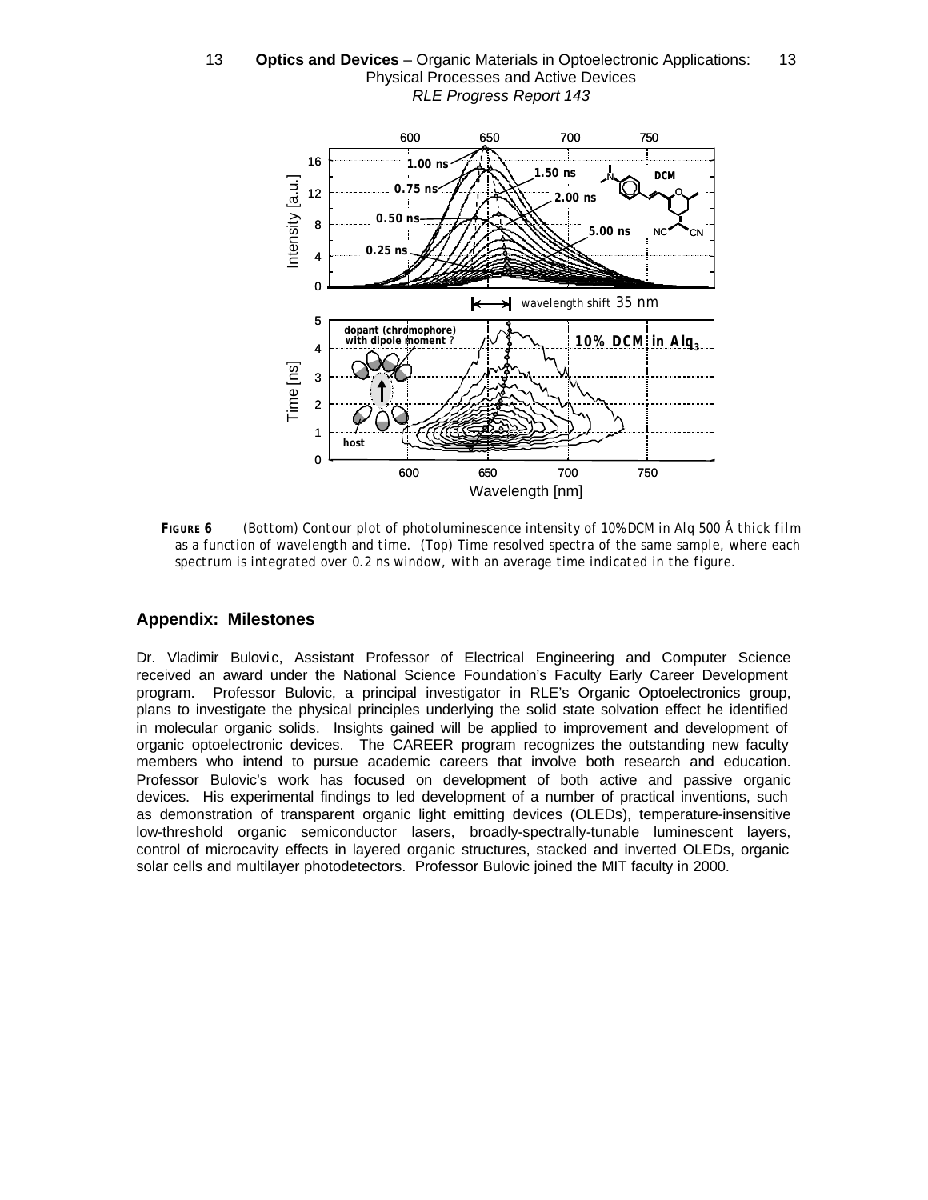**FIGURE 6** *(Bottom) Contour plot of photoluminescence intensity of 10% DCM in Alq 500 Å thick film as a function of wavelength and time. (Top) Time resolved spectra of the same sample, where each spectrum is integrated over 0.2 ns window, with an average time indicated in the figure.*

## Appendix: Milestones

Dr. Vladimir Bulovic, Assistant Professor of Electrical Engineering and Computer Science received an award under the National Science Foundation's Faculty Early Career Development program. Professor Bulovic, a principal investigator in RLE's Organic Optoelectronics group, plans to investigate the physical principles underlying the solid state solvation effect he identified in molecular organic solids. Insights gained will be applied to improvement and development of organic optoelectronic devices. The CAREER program recognizes the outstanding new faculty members who intend to pursue academic careers that involve both research and education. Professor Bulovic's work has focused on development of both active and passive organic devices. His experimental findings to led development of a number of practical inventions, such as demonstration of transparent organic light emitting devices (OLEDs), temperature-insensitive low-threshold organic semiconductor lasers, broadly-spectrally-tunable luminescent layers, control of microcavity effects in layered organic structures, stacked and inverted OLEDs, organic solar cells and multilayer photodetectors. Professor Bulovic joined the MIT faculty in 2000.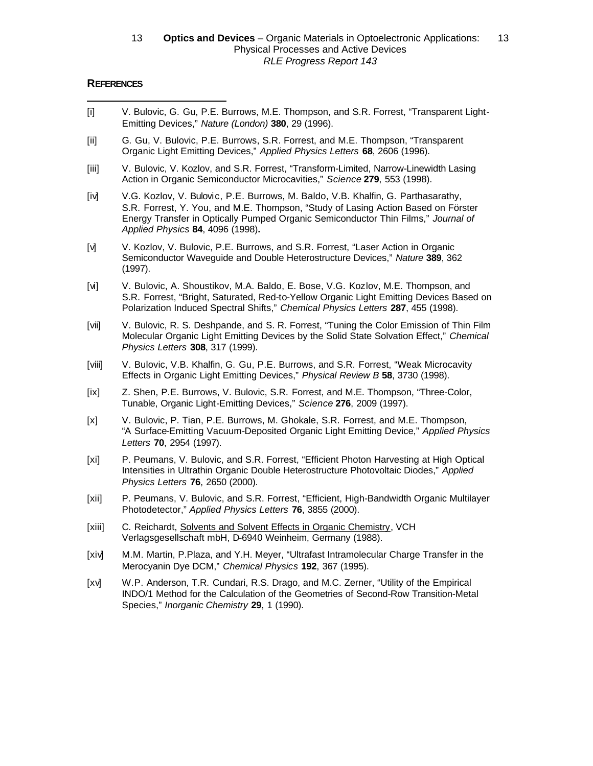## REFERENCES

[i] V. Bulovic, G. Gu, P.E. Burrows, M.E. Thompson, and S.R. Forrest, "Transparent Light-Emitting Devices," *Nature (London)* **380**, 29 (1996).

[ii] G. Gu, V. Bulovic, P.E. Burrows, S.R. Forrest, and M.E. Thompson, "Transparent Organic Light Emitting Devices," *Applied Physics Letters* **68**, 2606 (1996).

[iii] V. Bulovic, V. Kozlov, and S.R. Forrest, "Transform-Limited, Narrow-Linewidth Lasing Action in Organic Semiconductor Microcavities," *Science* **279**, 553 (1998).

[iv] V.G. Kozlov, V. Bulovic, P.E. Burrows, M. Baldo, V.B. Khalfin, G. Parthasarathy, S.R. Forrest, Y. You, and M.E. Thompson, "Study of Lasing Action Based on Förster Energy Transfer in Optically Pumped Organic Semiconductor Thin Films," *Journal of Applied Physics* **84**, 4096 (1998)**.**

[v] V. Kozlov, V. Bulovic, P.E. Burrows, and S.R. Forrest, "Laser Action in Organic Semiconductor Waveguide and Double Heterostructure Devices," *Nature* **389**, 362 (1997).

[vi] V. Bulovic, A. Shoustikov, M.A. Baldo, E. Bose, V.G. Kozlov, M.E. Thompson, and S.R. Forrest, "Bright, Saturated, Red-to-Yellow Organic Light Emitting Devices Based on Polarization Induced Spectral Shifts," *Chemical Physics Letters* **287**, 455 (1998).

[vii] V. Bulovic, R. S. Deshpande, and S. R. Forrest, "Tuning the Color Emission of Thin Film Molecular Organic Light Emitting Devices by the Solid State Solvation Effect," *Chemical Physics Letters* **308**, 317 (1999).

[viii] V. Bulovic, V.B. Khalfin, G. Gu, P.E. Burrows, and S.R. Forrest, "Weak Microcavity Effects in Organic Light Emitting Devices," *Physical Review B* **58**, 3730 (1998).

[ix] Z. Shen, P.E. Burrows, V. Bulovic, S.R. Forrest, and M.E. Thompson, "Three-Color, Tunable, Organic Light-Emitting Devices," *Science* **276**, 2009 (1997).

[x] V. Bulovic, P. Tian, P.E. Burrows, M. Ghokale, S.R. Forrest, and M.E. Thompson, "A Surface-Emitting Vacuum-Deposited Organic Light Emitting Device," *Applied Physics Letters* **70**, 2954 (1997).

[xi] P. Peumans, V. Bulovic, and S.R. Forrest, "Efficient Photon Harvesting at High Optical Intensities in Ultrathin Organic Double Heterostructure Photovoltaic Diodes," *Applied Physics Letters* **76**, 2650 (2000).

[xii] P. Peumans, V. Bulovic, and S.R. Forrest, "Efficient, High-Bandwidth Organic Multilayer Photodetector," *Applied Physics Letters* **76**, 3855 (2000).

[xiii] C. Reichardt, Solvents and Solvent Effects in Organic Chemistry, VCH Verlagsgesellschaft mbH, D-6940 Weinheim, Germany (1988).

[xiv] M.M. Martin, P.Plaza, and Y.H. Meyer, "Ultrafast Intramolecular Charge Transfer in the Merocyanin Dye DCM," *Chemical Physics* **192**, 367 (1995).

[xv] W.P. Anderson, T.R. Cundari, R.S. Drago, and M.C. Zerner, "Utility of the Empirical INDO/1 Method for the Calculation of the Geometries of Second-Row Transition-Metal Species," *Inorganic Chemistry* **29**, 1 (1990).